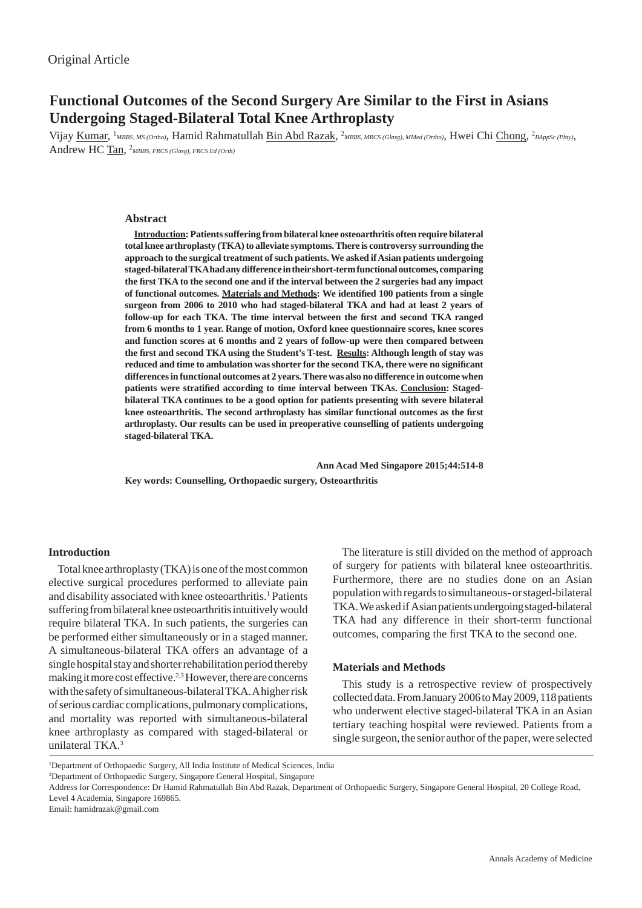Original Article

# Functional Outcomes of the Second Surgery Are Similar to the First in Asians Undergoing Staged-Bilateral Total Knee Arthroplasty

Vijay Kumar, [1]*MBBS, MS (Ortho)*, Hamid Rahmatullah Bin Abd Razak, [2]*MBBS, MRCS (Glasg), MMed (Ortho)*, Hwei Chi Chong, [2]*BAppSc (Phty)*, Andrew HC Tan, [2]*MBBS, FRCS (Glasg), FRCS Ed (Orth)*

### Abstract

**Introduction: Patients suffering from bilateral knee osteoarthritis often require bilateral total knee arthroplasty (TKA) to alleviate symptoms. There is controversy surrounding the approach to the surgical treatment of such patients. We asked if Asian patients undergoing staged-bilateral TKA had any difference in their short-term functional outcomes, comparing the first TKA to the second one and if the interval between the 2 surgeries had any impact of functional outcomes. Materials and Methods: We identified 100 patients from a single surgeon from 2006 to 2010 who had staged-bilateral TKA and had at least 2 years of follow-up for each TKA. The time interval between the first and second TKA ranged from 6 months to 1 year. Range of motion, Oxford knee questionnaire scores, knee scores and function scores at 6 months and 2 years of follow-up were then compared between the first and second TKA using the Student's T-test. Results: Although length of stay was reduced and time to ambulation was shorter for the second TKA, there were no significant differences in functional outcomes at 2 years. There was also no difference in outcome when patients were stratified according to time interval between TKAs. Conclusion: Staged-bilateral TKA continues to be a good option for patients presenting with severe bilateral knee osteoarthritis. The second arthroplasty has similar functional outcomes as the first arthroplasty. Our results can be used in preoperative counselling of patients undergoing staged-bilateral TKA.**

**Ann Acad Med Singapore 2015;44:514-8**

**Key words: Counselling, Orthopaedic surgery, Osteoarthritis**

### Introduction

Total knee arthroplasty (TKA) is one of the most common elective surgical procedures performed to alleviate pain and disability associated with knee osteoarthritis.[1] Patients suffering from bilateral knee osteoarthritis intuitively would require bilateral TKA. In such patients, the surgeries can be performed either simultaneously or in a staged manner. A simultaneous-bilateral TKA offers an advantage of a single hospital stay and shorter rehabilitation period thereby making it more cost effective.[2,3] However, there are concerns with the safety of simultaneous-bilateral TKA. A higher risk of serious cardiac complications, pulmonary complications, and mortality was reported with simultaneous-bilateral knee arthroplasty as compared with staged-bilateral or unilateral TKA.[3]

The literature is still divided on the method of approach of surgery for patients with bilateral knee osteoarthritis. Furthermore, there are no studies done on an Asian population with regards to simultaneous- or staged-bilateral TKA. We asked if Asian patients undergoing staged-bilateral TKA had any difference in their short-term functional outcomes, comparing the first TKA to the second one.

### Materials and Methods

This study is a retrospective review of prospectively collected data. From January 2006 to May 2009, 118 patients who underwent elective staged-bilateral TKA in an Asian tertiary teaching hospital were reviewed. Patients from a single surgeon, the senior author of the paper, were selected

[1]Department of Orthopaedic Surgery, All India Institute of Medical Sciences, India

[2]Department of Orthopaedic Surgery, Singapore General Hospital, Singapore

Address for Correspondence: Dr Hamid Rahmatullah Bin Abd Razak, Department of Orthopaedic Surgery, Singapore General Hospital, 20 College Road, Level 4 Academia, Singapore 169865.

Email: hamidrazak@gmail.com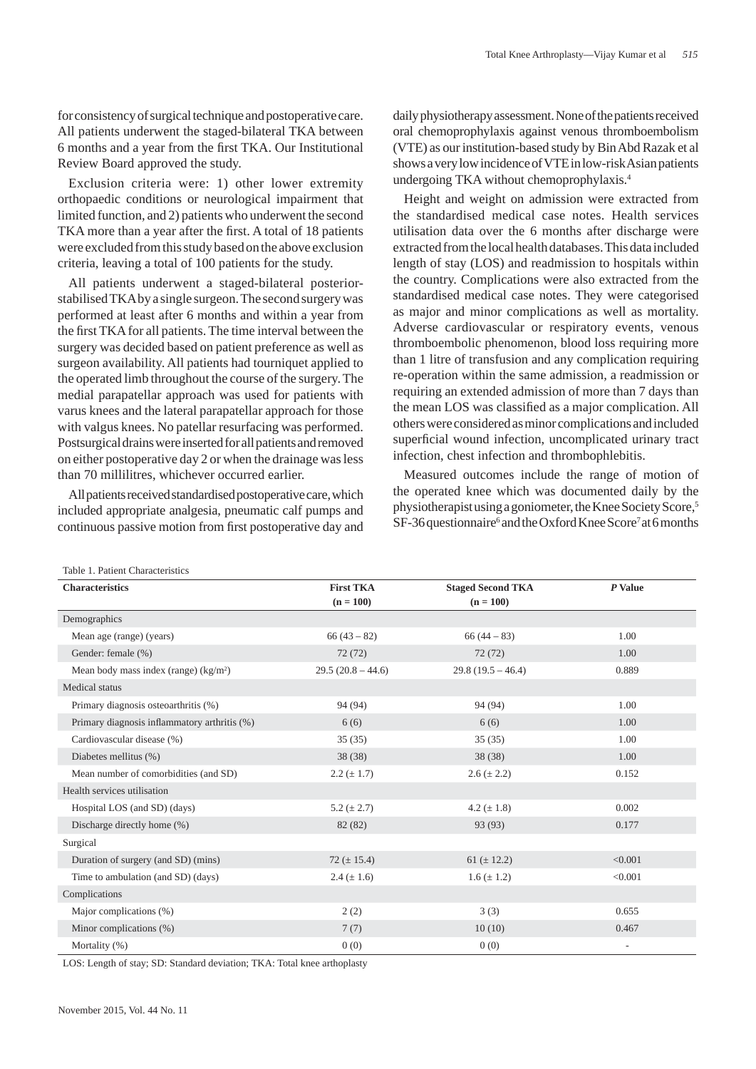for consistency of surgical technique and postoperative care. All patients underwent the staged-bilateral TKA between 6 months and a year from the first TKA. Our Institutional Review Board approved the study.

Exclusion criteria were: 1) other lower extremity orthopaedic conditions or neurological impairment that limited function, and 2) patients who underwent the second TKA more than a year after the first. A total of 18 patients were excluded from this study based on the above exclusion criteria, leaving a total of 100 patients for the study.

All patients underwent a staged-bilateral posterior-stabilised TKA by a single surgeon. The second surgery was performed at least after 6 months and within a year from the first TKA for all patients. The time interval between the surgery was decided based on patient preference as well as surgeon availability. All patients had tourniquet applied to the operated limb throughout the course of the surgery. The medial parapatellar approach was used for patients with varus knees and the lateral parapatellar approach for those with valgus knees. No patellar resurfacing was performed. Postsurgical drains were inserted for all patients and removed on either postoperative day 2 or when the drainage was less than 70 millilitres, whichever occurred earlier.

All patients received standardised postoperative care, which included appropriate analgesia, pneumatic calf pumps and continuous passive motion from first postoperative day and daily physiotherapy assessment. None of the patients received oral chemoprophylaxis against venous thromboembolism (VTE) as our institution-based study by Bin Abd Razak et al shows a very low incidence of VTE in low-risk Asian patients undergoing TKA without chemoprophylaxis.[4]

Height and weight on admission were extracted from the standardised medical case notes. Health services utilisation data over the 6 months after discharge were extracted from the local health databases. This data included length of stay (LOS) and readmission to hospitals within the country. Complications were also extracted from the standardised medical case notes. They were categorised as major and minor complications as well as mortality. Adverse cardiovascular or respiratory events, venous thromboembolic phenomenon, blood loss requiring more than 1 litre of transfusion and any complication requiring re-operation within the same admission, a readmission or requiring an extended admission of more than 7 days than the mean LOS was classified as a major complication. All others were considered as minor complications and included superficial wound infection, uncomplicated urinary tract infection, chest infection and thrombophlebitis.

Measured outcomes include the range of motion of the operated knee which was documented daily by the physiotherapist using a goniometer, the Knee Society Score,[5] SF-36 questionnaire[6] and the Oxford Knee Score[7] at 6 months

Table 1. Patient Characteristics

| Characteristics | First TKA (n = 100) | Staged Second TKA (n = 100) | *P* Value |
|---|---|---|---|
| Demographics | | | |
| Mean age (range) (years) | 66 (43 – 82) | 66 (44 – 83) | 1.00 |
| Gender: female (%) | 72 (72) | 72 (72) | 1.00 |
| Mean body mass index (range) (kg/m$^2$) | 29.5 (20.8 – 44.6) | 29.8 (19.5 – 46.4) | 0.889 |
| Medical status | | | |
| Primary diagnosis osteoarthritis (%) | 94 (94) | 94 (94) | 1.00 |
| Primary diagnosis inflammatory arthritis (%) | 6 (6) | 6 (6) | 1.00 |
| Cardiovascular disease (%) | 35 (35) | 35 (35) | 1.00 |
| Diabetes mellitus (%) | 38 (38) | 38 (38) | 1.00 |
| Mean number of comorbidities (and SD) | 2.2 (± 1.7) | 2.6 (± 2.2) | 0.152 |
| Health services utilisation | | | |
| Hospital LOS (and SD) (days) | 5.2 (± 2.7) | 4.2 (± 1.8) | 0.002 |
| Discharge directly home (%) | 82 (82) | 93 (93) | 0.177 |
| Surgical | | | |
| Duration of surgery (and SD) (mins) | 72 (± 15.4) | 61 (± 12.2) | <0.001 |
| Time to ambulation (and SD) (days) | 2.4 (± 1.6) | 1.6 (± 1.2) | <0.001 |
| Complications | | | |
| Major complications (%) | 2 (2) | 3 (3) | 0.655 |
| Minor complications (%) | 7 (7) | 10 (10) | 0.467 |
| Mortality (%) | 0 (0) | 0 (0) | - |

LOS: Length of stay; SD: Standard deviation; TKA: Total knee arthoplasty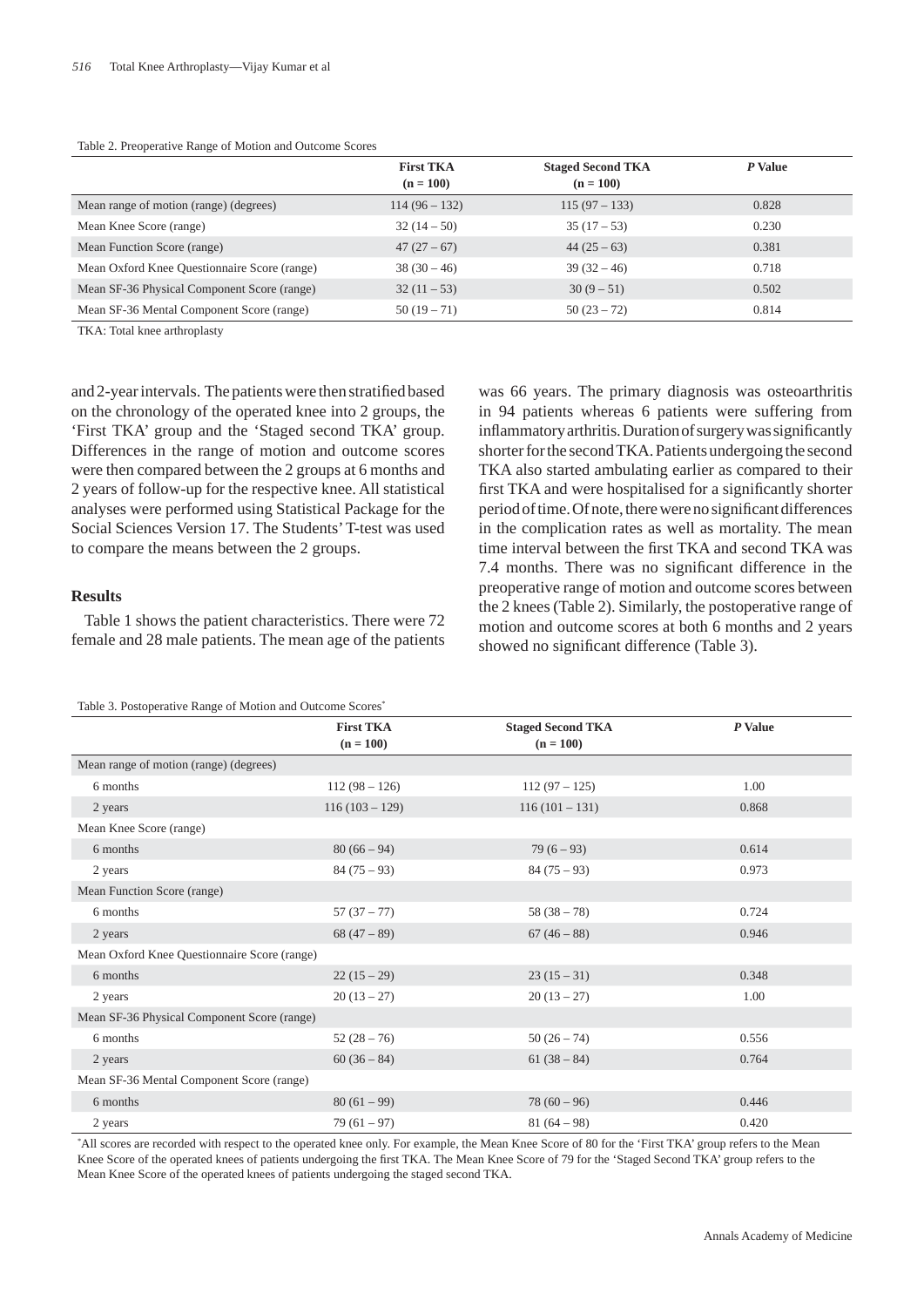Table 2. Preoperative Range of Motion and Outcome Scores

| | First TKA (n = 100) | Staged Second TKA (n = 100) | *P* Value |
|---|---|---|---|
| Mean range of motion (range) (degrees) | 114 (96 – 132) | 115 (97 – 133) | 0.828 |
| Mean Knee Score (range) | 32 (14 – 50) | 35 (17 – 53) | 0.230 |
| Mean Function Score (range) | 47 (27 – 67) | 44 (25 – 63) | 0.381 |
| Mean Oxford Knee Questionnaire Score (range) | 38 (30 – 46) | 39 (32 – 46) | 0.718 |
| Mean SF-36 Physical Component Score (range) | 32 (11 – 53) | 30 (9 – 51) | 0.502 |
| Mean SF-36 Mental Component Score (range) | 50 (19 – 71) | 50 (23 – 72) | 0.814 |

TKA: Total knee arthroplasty

and 2-year intervals. The patients were then stratified based on the chronology of the operated knee into 2 groups, the 'First TKA' group and the 'Staged second TKA' group. Differences in the range of motion and outcome scores were then compared between the 2 groups at 6 months and 2 years of follow-up for the respective knee. All statistical analyses were performed using Statistical Package for the Social Sciences Version 17. The Students' T-test was used to compare the means between the 2 groups.

### Results

Table 1 shows the patient characteristics. There were 72 female and 28 male patients. The mean age of the patients was 66 years. The primary diagnosis was osteoarthritis in 94 patients whereas 6 patients were suffering from inflammatory arthritis. Duration of surgery was significantly shorter for the second TKA. Patients undergoing the second TKA also started ambulating earlier as compared to their first TKA and were hospitalised for a significantly shorter period of time. Of note, there were no significant differences in the complication rates as well as mortality. The mean time interval between the first TKA and second TKA was 7.4 months. There was no significant difference in the preoperative range of motion and outcome scores between the 2 knees (Table 2). Similarly, the postoperative range of motion and outcome scores at both 6 months and 2 years showed no significant difference (Table 3).

Table 3. Postoperative Range of Motion and Outcome Scores*

| | First TKA (n = 100) | Staged Second TKA (n = 100) | *P* Value |
|---|---|---|---|
| Mean range of motion (range) (degrees) | | | |
| 6 months | 112 (98 – 126) | 112 (97 – 125) | 1.00 |
| 2 years | 116 (103 – 129) | 116 (101 – 131) | 0.868 |
| Mean Knee Score (range) | | | |
| 6 months | 80 (66 – 94) | 79 (6 – 93) | 0.614 |
| 2 years | 84 (75 – 93) | 84 (75 – 93) | 0.973 |
| Mean Function Score (range) | | | |
| 6 months | 57 (37 – 77) | 58 (38 – 78) | 0.724 |
| 2 years | 68 (47 – 89) | 67 (46 – 88) | 0.946 |
| Mean Oxford Knee Questionnaire Score (range) | | | |
| 6 months | 22 (15 – 29) | 23 (15 – 31) | 0.348 |
| 2 years | 20 (13 – 27) | 20 (13 – 27) | 1.00 |
| Mean SF-36 Physical Component Score (range) | | | |
| 6 months | 52 (28 – 76) | 50 (26 – 74) | 0.556 |
| 2 years | 60 (36 – 84) | 61 (38 – 84) | 0.764 |
| Mean SF-36 Mental Component Score (range) | | | |
| 6 months | 80 (61 – 99) | 78 (60 – 96) | 0.446 |
| 2 years | 79 (61 – 97) | 81 (64 – 98) | 0.420 |

*All scores are recorded with respect to the operated knee only. For example, the Mean Knee Score of 80 for the 'First TKA' group refers to the Mean Knee Score of the operated knees of patients undergoing the first TKA. The Mean Knee Score of 79 for the 'Staged Second TKA' group refers to the Mean Knee Score of the operated knees of patients undergoing the staged second TKA.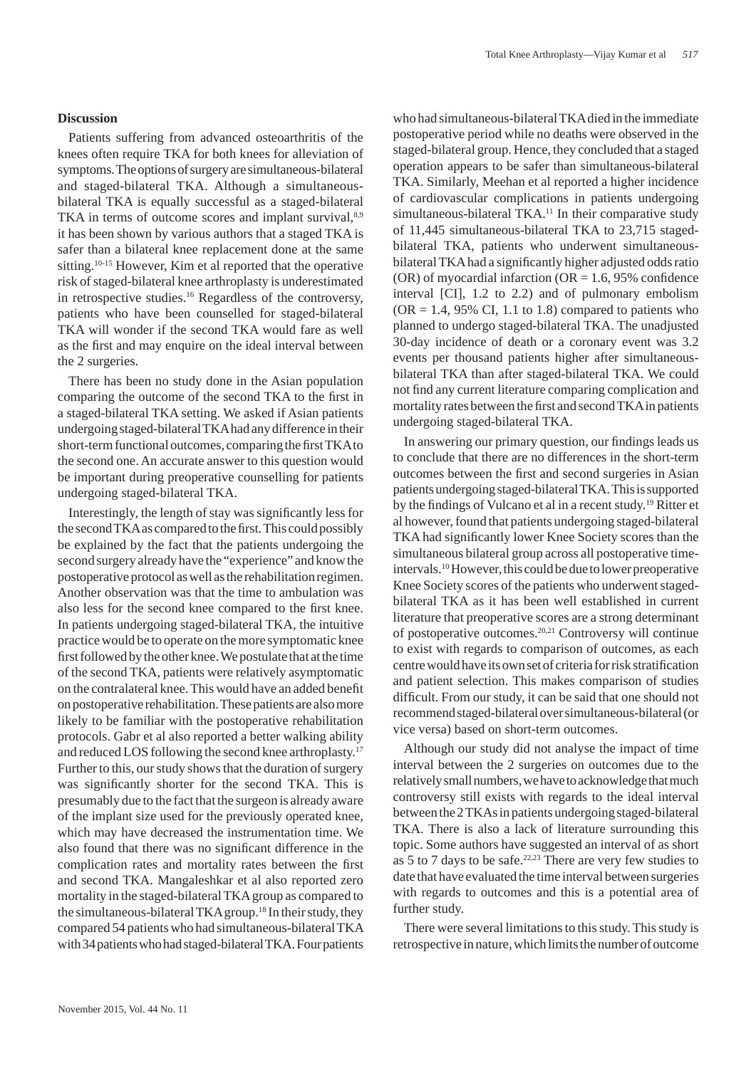### Discussion

Patients suffering from advanced osteoarthritis of the knees often require TKA for both knees for alleviation of symptoms. The options of surgery are simultaneous-bilateral and staged-bilateral TKA. Although a simultaneous-bilateral TKA is equally successful as a staged-bilateral TKA in terms of outcome scores and implant survival,[8,9] it has been shown by various authors that a staged TKA is safer than a bilateral knee replacement done at the same sitting.[10-15] However, Kim et al reported that the operative risk of staged-bilateral knee arthroplasty is underestimated in retrospective studies.[16] Regardless of the controversy, patients who have been counselled for staged-bilateral TKA will wonder if the second TKA would fare as well as the first and may enquire on the ideal interval between the 2 surgeries.

There has been no study done in the Asian population comparing the outcome of the second TKA to the first in a staged-bilateral TKA setting. We asked if Asian patients undergoing staged-bilateral TKA had any difference in their short-term functional outcomes, comparing the first TKA to the second one. An accurate answer to this question would be important during preoperative counselling for patients undergoing staged-bilateral TKA.

Interestingly, the length of stay was significantly less for the second TKA as compared to the first. This could possibly be explained by the fact that the patients undergoing the second surgery already have the "experience" and know the postoperative protocol as well as the rehabilitation regimen. Another observation was that the time to ambulation was also less for the second knee compared to the first knee. In patients undergoing staged-bilateral TKA, the intuitive practice would be to operate on the more symptomatic knee first followed by the other knee. We postulate that at the time of the second TKA, patients were relatively asymptomatic on the contralateral knee. This would have an added benefit on postoperative rehabilitation. These patients are also more likely to be familiar with the postoperative rehabilitation protocols. Gabr et al also reported a better walking ability and reduced LOS following the second knee arthroplasty.[17] Further to this, our study shows that the duration of surgery was significantly shorter for the second TKA. This is presumably due to the fact that the surgeon is already aware of the implant size used for the previously operated knee, which may have decreased the instrumentation time. We also found that there was no significant difference in the complication rates and mortality rates between the first and second TKA. Mangaleshkar et al also reported zero mortality in the staged-bilateral TKA group as compared to the simultaneous-bilateral TKA group.[18] In their study, they compared 54 patients who had simultaneous-bilateral TKA with 34 patients who had staged-bilateral TKA. Four patients who had simultaneous-bilateral TKA died in the immediate postoperative period while no deaths were observed in the staged-bilateral group. Hence, they concluded that a staged operation appears to be safer than simultaneous-bilateral TKA. Similarly, Meehan et al reported a higher incidence of cardiovascular complications in patients undergoing simultaneous-bilateral TKA.[11] In their comparative study of 11,445 simultaneous-bilateral TKA to 23,715 staged-bilateral TKA, patients who underwent simultaneous-bilateral TKA had a significantly higher adjusted odds ratio (OR) of myocardial infarction (OR = 1.6, 95% confidence interval [CI], 1.2 to 2.2) and of pulmonary embolism (OR = 1.4, 95% CI, 1.1 to 1.8) compared to patients who planned to undergo staged-bilateral TKA. The unadjusted 30-day incidence of death or a coronary event was 3.2 events per thousand patients higher after simultaneous-bilateral TKA than after staged-bilateral TKA. We could not find any current literature comparing complication and mortality rates between the first and second TKA in patients undergoing staged-bilateral TKA.

In answering our primary question, our findings leads us to conclude that there are no differences in the short-term outcomes between the first and second surgeries in Asian patients undergoing staged-bilateral TKA. This is supported by the findings of Vulcano et al in a recent study.[19] Ritter et al however, found that patients undergoing staged-bilateral TKA had significantly lower Knee Society scores than the simultaneous bilateral group across all postoperative time-intervals.[10] However, this could be due to lower preoperative Knee Society scores of the patients who underwent staged-bilateral TKA as it has been well established in current literature that preoperative scores are a strong determinant of postoperative outcomes.[20,21] Controversy will continue to exist with regards to comparison of outcomes, as each centre would have its own set of criteria for risk stratification and patient selection. This makes comparison of studies difficult. From our study, it can be said that one should not recommend staged-bilateral over simultaneous-bilateral (or vice versa) based on short-term outcomes.

Although our study did not analyse the impact of time interval between the 2 surgeries on outcomes due to the relatively small numbers, we have to acknowledge that much controversy still exists with regards to the ideal interval between the 2 TKAs in patients undergoing staged-bilateral TKA. There is also a lack of literature surrounding this topic. Some authors have suggested an interval of as short as 5 to 7 days to be safe.[22,23] There are very few studies to date that have evaluated the time interval between surgeries with regards to outcomes and this is a potential area of further study.

There were several limitations to this study. This study is retrospective in nature, which limits the number of outcome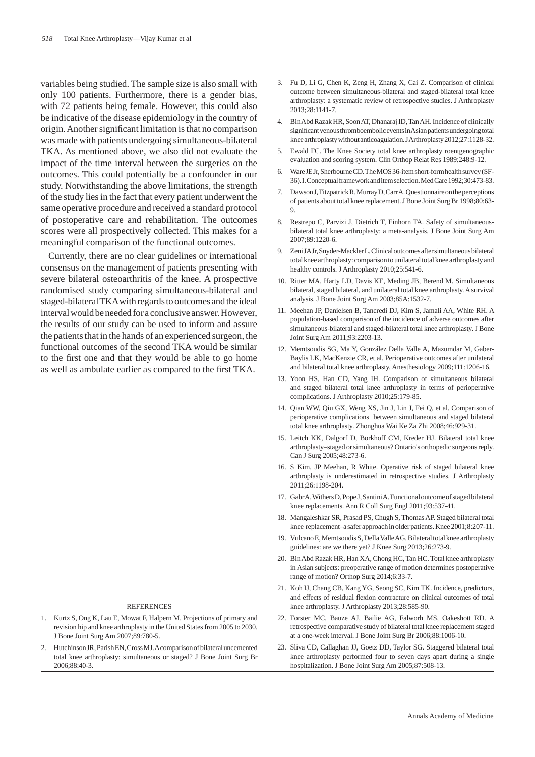variables being studied. The sample size is also small with only 100 patients. Furthermore, there is a gender bias, with 72 patients being female. However, this could also be indicative of the disease epidemiology in the country of origin. Another significant limitation is that no comparison was made with patients undergoing simultaneous-bilateral TKA. As mentioned above, we also did not evaluate the impact of the time interval between the surgeries on the outcomes. This could potentially be a confounder in our study. Notwithstanding the above limitations, the strength of the study lies in the fact that every patient underwent the same operative procedure and received a standard protocol of postoperative care and rehabilitation. The outcomes scores were all prospectively collected. This makes for a meaningful comparison of the functional outcomes.

Currently, there are no clear guidelines or international consensus on the management of patients presenting with severe bilateral osteoarthritis of the knee. A prospective randomised study comparing simultaneous-bilateral and staged-bilateral TKA with regards to outcomes and the ideal interval would be needed for a conclusive answer. However, the results of our study can be used to inform and assure the patients that in the hands of an experienced surgeon, the functional outcomes of the second TKA would be similar to the first one and that they would be able to go home as well as ambulate earlier as compared to the first TKA.

## REFERENCES

1. Kurtz S, Ong K, Lau E, Mowat F, Halpern M. Projections of primary and revision hip and knee arthroplasty in the United States from 2005 to 2030. J Bone Joint Surg Am 2007;89:780-5.
2. Hutchinson JR, Parish EN, Cross MJ. A comparison of bilateral uncemented total knee arthroplasty: simultaneous or staged? J Bone Joint Surg Br 2006;88:40-3.
3. Fu D, Li G, Chen K, Zeng H, Zhang X, Cai Z. Comparison of clinical outcome between simultaneous-bilateral and staged-bilateral total knee arthroplasty: a systematic review of retrospective studies. J Arthroplasty 2013;28:1141-7.
4. Bin Abd Razak HR, Soon AT, Dhanaraj ID, Tan AH. Incidence of clinically significant venous thromboembolic events in Asian patients undergoing total knee arthroplasty without anticoagulation. J Arthroplasty 2012;27:1128-32.
5. Ewald FC. The Knee Society total knee arthroplasty roentgenographic evaluation and scoring system. Clin Orthop Relat Res 1989;248:9-12.
6. Ware JE Jr, Sherbourne CD. The MOS 36-item short-form health survey (SF-36). I. Conceptual framework and item selection. Med Care 1992;30:473-83.
7. Dawson J, Fitzpatrick R, Murray D, Carr A. Questionnaire on the perceptions of patients about total knee replacement. J Bone Joint Surg Br 1998;80:63-9.
8. Restrepo C, Parvizi J, Dietrich T, Einhorn TA. Safety of simultaneous-bilateral total knee arthroplasty: a meta-analysis. J Bone Joint Surg Am 2007;89:1220-6.
9. Zeni JA Jr, Snyder-Mackler L. Clinical outcomes after simultaneous bilateral total knee arthroplasty: comparison to unilateral total knee arthroplasty and healthy controls. J Arthroplasty 2010;25:541-6.
10. Ritter MA, Harty LD, Davis KE, Meding JB, Berend M. Simultaneous bilateral, staged bilateral, and unilateral total knee arthroplasty. A survival analysis. J Bone Joint Surg Am 2003;85A:1532-7.
11. Meehan JP, Danielsen B, Tancredi DJ, Kim S, Jamali AA, White RH. A population-based comparison of the incidence of adverse outcomes after simultaneous-bilateral and staged-bilateral total knee arthroplasty. J Bone Joint Surg Am 2011;93:2203-13.
12. Memtsoudis SG, Ma Y, González Della Valle A, Mazumdar M, Gaber-Baylis LK, MacKenzie CR, et al. Perioperative outcomes after unilateral and bilateral total knee arthroplasty. Anesthesiology 2009;111:1206-16.
13. Yoon HS, Han CD, Yang IH. Comparison of simultaneous bilateral and staged bilateral total knee arthroplasty in terms of perioperative complications. J Arthroplasty 2010;25:179-85.
14. Qian WW, Qiu GX, Weng XS, Jin J, Lin J, Fei Q, et al. Comparison of perioperative complications between simultaneous and staged bilateral total knee arthroplasty. Zhonghua Wai Ke Za Zhi 2008;46:929-31.
15. Leitch KK, Dalgorf D, Borkhoff CM, Kreder HJ. Bilateral total knee arthroplasty–staged or simultaneous? Ontario's orthopedic surgeons reply. Can J Surg 2005;48:273-6.
16. S Kim, JP Meehan, R White. Operative risk of staged bilateral knee arthroplasty is underestimated in retrospective studies. J Arthroplasty 2011;26:1198-204.
17. Gabr A, Withers D, Pope J, Santini A. Functional outcome of staged bilateral knee replacements. Ann R Coll Surg Engl 2011;93:537-41.
18. Mangaleshkar SR, Prasad PS, Chugh S, Thomas AP. Staged bilateral total knee replacement–a safer approach in older patients. Knee 2001;8:207-11.
19. Vulcano E, Memtsoudis S, Della Valle AG. Bilateral total knee arthroplasty guidelines: are we there yet? J Knee Surg 2013;26:273-9.
20. Bin Abd Razak HR, Han XA, Chong HC, Tan HC. Total knee arthroplasty in Asian subjects: preoperative range of motion determines postoperative range of motion? Orthop Surg 2014;6:33-7.
21. Koh IJ, Chang CB, Kang YG, Seong SC, Kim TK. Incidence, predictors, and effects of residual flexion contracture on clinical outcomes of total knee arthroplasty. J Arthroplasty 2013;28:585-90.
22. Forster MC, Bauze AJ, Bailie AG, Falworh MS, Oakeshott RD. A retrospective comparative study of bilateral total knee replacement staged at a one-week interval. J Bone Joint Surg Br 2006;88:1006-10.
23. Sliva CD, Callaghan JJ, Goetz DD, Taylor SG. Staggered bilateral total knee arthroplasty performed four to seven days apart during a single hospitalization. J Bone Joint Surg Am 2005;87:508-13.